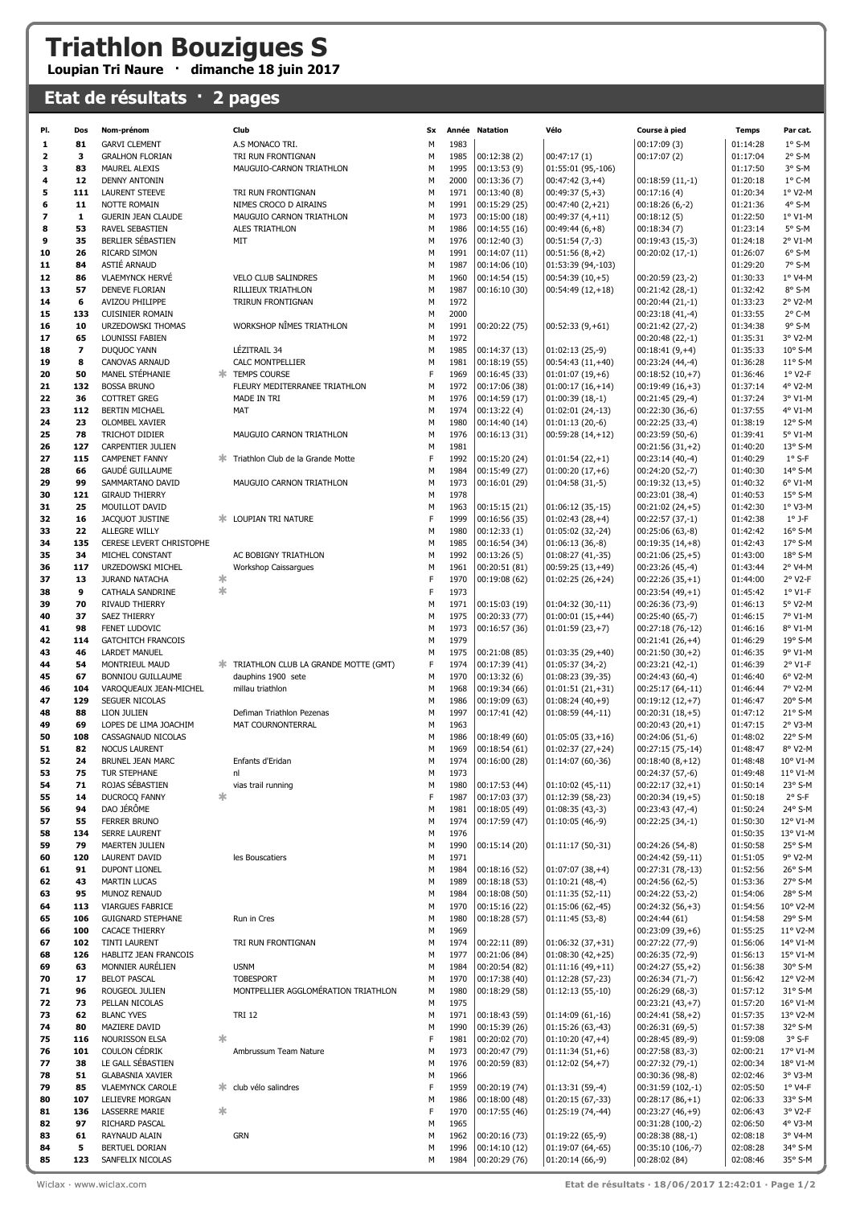# Triathlon Bouzigues S

**Loupian Tri Naure · dimanche 18 juin 2017**

## Etat de résultats · 2 pages

| Pl. | Dos | Nom-prénom | | Club | Sx | Année | Natation | Vélo | Course à pied | Temps | Par cat. |
|---|---|---|---|---|---|---|---|---|---|---|---|
| 1 | 81 | GARVI CLEMENT | | A.S MONACO TRI. | M | 1983 | | | 00:17:09 (3) | 01:14:28 | 1° S-M |
| 2 | 3 | GRALHON FLORIAN | | TRI RUN FRONTIGNAN | M | 1985 | 00:12:38 (2) | 00:47:17 (1) | 00:17:07 (2) | 01:17:04 | 2° S-M |
| 3 | 83 | MAUREL ALEXIS | | MAUGUIO-CARNON TRIATHLON | M | 1995 | 00:13:53 (9) | 01:55:01 (95,-106) | | 01:17:50 | 3° S-M |
| 4 | 12 | DENNY ANTONIN | | | M | 2000 | 00:13:36 (7) | 00:47:42 (3,+4) | 00:18:59 (11,-1) | 01:20:18 | 1° C-M |
| 5 | 111 | LAURENT STEEVE | | TRI RUN FRONTIGNAN | M | 1971 | 00:13:40 (8) | 00:49:37 (5,+3) | 00:17:16 (4) | 01:20:34 | 1° V2-M |
| 6 | 11 | NOTTE ROMAIN | | NIMES CROCO D AIRAINS | M | 1991 | 00:15:29 (25) | 00:47:40 (2,+21) | 00:18:26 (6,-2) | 01:21:36 | 4° S-M |
| 7 | 1 | GUERIN JEAN CLAUDE | | MAUGUIO CARNON TRIATHLON | M | 1973 | 00:15:00 (18) | 00:49:37 (4,+11) | 00:18:12 (5) | 01:22:50 | 1° V1-M |
| 8 | 53 | RAVEL SEBASTIEN | | ALES TRIATHLON | M | 1986 | 00:14:55 (16) | 00:49:44 (6,+8) | 00:18:34 (7) | 01:23:14 | 5° S-M |
| 9 | 35 | BERLIER SÉBASTIEN | | MIT | M | 1976 | 00:12:40 (3) | 00:51:54 (7,-3) | 00:19:43 (15,-3) | 01:24:18 | 2° V1-M |
| 10 | 26 | RICARD SIMON | | | M | 1991 | 00:14:07 (11) | 00:51:56 (8,+2) | 00:20:02 (17,-1) | 01:26:07 | 6° S-M |
| 11 | 84 | ASTIÉ ARNAUD | | | M | 1987 | 00:14:06 (10) | 01:53:39 (94,-103) | | 01:29:20 | 7° S-M |
| 12 | 86 | VLAEMYNCK HERVÉ | | VELO CLUB SALINDRES | M | 1960 | 00:14:54 (15) | 00:54:39 (10,+5) | 00:20:59 (23,-2) | 01:30:33 | 1° V4-M |
| 13 | 57 | DENEVE FLORIAN | | RILLIEUX TRIATHLON | M | 1987 | 00:16:10 (30) | 00:54:49 (12,+18) | 00:21:42 (28,-1) | 01:32:42 | 8° S-M |
| 14 | 6 | AVIZOU PHILIPPE | | TRIRUN FRONTIGNAN | M | 1972 | | | 00:20:44 (21,-1) | 01:33:23 | 2° V2-M |
| 15 | 133 | CUISINIER ROMAIN | | | M | 2000 | | | 00:23:18 (41,-4) | 01:33:55 | 2° C-M |
| 16 | 10 | URZEDOWSKI THOMAS | | WORKSHOP NÎMES TRIATHLON | M | 1991 | 00:20:22 (75) | 00:52:33 (9,+61) | 00:21:42 (27,-2) | 01:34:38 | 9° S-M |
| 17 | 65 | LOUNISSI FABIEN | | | M | 1972 | | | 00:20:48 (22,-1) | 01:35:31 | 3° V2-M |
| 18 | 7 | DUQUOC YANN | | LÉZITRAIL 34 | M | 1985 | 00:14:37 (13) | 01:02:13 (25,-9) | 00:18:41 (9,+4) | 01:35:33 | 10° S-M |
| 19 | 8 | CANOVAS ARNAUD | | CALC MONTPELLIER | M | 1981 | 00:18:19 (55) | 00:54:43 (11,+40) | 00:23:24 (44,-4) | 01:36:28 | 11° S-M |
| 20 | 50 | MANEL STÉPHANIE | * | TEMPS COURSE | F | 1969 | 00:16:45 (33) | 01:01:07 (19,+6) | 00:18:52 (10,+7) | 01:36:46 | 1° V2-F |
| 21 | 132 | BOSSA BRUNO | | FLEURY MEDITERRANEE TRIATHLON | M | 1972 | 00:17:06 (38) | 01:00:17 (16,+14) | 00:19:49 (16,+3) | 01:37:14 | 4° V2-M |
| 22 | 36 | COTTRET GREG | | MADE IN TRI | M | 1976 | 00:14:59 (17) | 01:00:39 (18,-1) | 00:21:45 (29,-4) | 01:37:24 | 3° V1-M |
| 23 | 112 | BERTIN MICHAEL | | MAT | M | 1974 | 00:13:22 (4) | 01:02:01 (24,-13) | 00:22:30 (36,-6) | 01:37:55 | 4° V1-M |
| 24 | 23 | OLOMBEL XAVIER | | | M | 1980 | 00:14:40 (14) | 01:01:13 (20,-6) | 00:22:25 (33,-4) | 01:38:19 | 12° S-M |
| 25 | 78 | TRICHOT DIDIER | | MAUGUIO CARNON TRIATHLON | M | 1976 | 00:16:13 (31) | 00:59:28 (14,+12) | 00:23:59 (50,-6) | 01:39:41 | 5° V1-M |
| 26 | 127 | CARPENTIER JULIEN | | | M | 1981 | | | 00:21:56 (31,+2) | 01:40:20 | 13° S-M |
| 27 | 115 | CAMPENET FANNY | * | Triathlon Club de la Grande Motte | F | 1992 | 00:15:20 (24) | 01:01:54 (22,+1) | 00:23:14 (40,-4) | 01:40:29 | 1° S-F |
| 28 | 66 | GAUDÉ GUILLAUME | | | M | 1984 | 00:15:49 (27) | 01:00:20 (17,+6) | 00:24:20 (52,-7) | 01:40:30 | 14° S-M |
| 29 | 99 | SAMMARTANO DAVID | | MAUGUIO CARNON TRIATHLON | M | 1973 | 00:16:01 (29) | 01:04:58 (31,-5) | 00:19:32 (13,+5) | 01:40:32 | 6° V1-M |
| 30 | 121 | GIRAUD THIERRY | | | M | 1978 | | | 00:23:01 (38,-4) | 01:40:53 | 15° S-M |
| 31 | 25 | MOUILLOT DAVID | | | M | 1963 | 00:15:15 (21) | 01:06:12 (35,-15) | 00:21:02 (24,+5) | 01:42:30 | 1° V3-M |
| 32 | 16 | JACQUOT JUSTINE | * | LOUPIAN TRI NATURE | F | 1999 | 00:16:56 (35) | 01:02:43 (28,+4) | 00:22:57 (37,-1) | 01:42:38 | 1° J-F |
| 33 | 22 | ALLEGRE WILLY | | | M | 1980 | 00:12:33 (1) | 01:05:02 (32,-24) | 00:25:06 (63,-8) | 01:42:42 | 16° S-M |
| 34 | 135 | CERESE LEVERT CHRISTOPHE | | | M | 1985 | 00:16:54 (34) | 01:06:13 (36,-8) | 00:19:35 (14,+8) | 01:42:43 | 17° S-M |
| 35 | 34 | MICHEL CONSTANT | | AC BOBIGNY TRIATHLON | M | 1992 | 00:13:26 (5) | 01:08:27 (41,-35) | 00:21:06 (25,+5) | 01:43:00 | 18° S-M |
| 36 | 117 | URZEDOWSKI MICHEL | | Workshop Caissargues | M | 1961 | 00:20:51 (81) | 00:59:25 (13,+49) | 00:23:26 (45,-4) | 01:43:44 | 2° V4-M |
| 37 | 13 | JURAND NATACHA | * | | F | 1970 | 00:19:08 (62) | 01:02:25 (26,+24) | 00:22:26 (35,+1) | 01:44:00 | 2° V2-F |
| 38 | 9 | CATHALA SANDRINE | * | | F | 1973 | | | 00:23:54 (49,+1) | 01:45:42 | 1° V1-F |
| 39 | 70 | RIVAUD THIERRY | | | M | 1971 | 00:15:03 (19) | 01:04:32 (30,-11) | 00:26:36 (73,-9) | 01:46:13 | 5° V2-M |
| 40 | 37 | SAEZ THIERRY | | | M | 1975 | 00:20:33 (77) | 01:00:01 (15,+44) | 00:25:40 (65,-7) | 01:46:15 | 7° V1-M |
| 41 | 98 | FENET LUDOVIC | | | M | 1973 | 00:16:57 (36) | 01:01:59 (23,+7) | 00:27:18 (76,-12) | 01:46:16 | 8° V1-M |
| 42 | 114 | GATCHITCH FRANCOIS | | | M | 1979 | | | 00:21:41 (26,+4) | 01:46:29 | 19° S-M |
| 43 | 46 | LARDET MANUEL | | | M | 1975 | 00:21:08 (85) | 01:03:35 (29,+40) | 00:21:50 (30,+2) | 01:46:35 | 9° V1-M |
| 44 | 54 | MONTRIEUL MAUD | * | TRIATHLON CLUB LA GRANDE MOTTE (GMT) | F | 1974 | 00:17:39 (41) | 01:05:37 (34,-2) | 00:23:21 (42,-1) | 01:46:39 | 2° V1-F |
| 45 | 67 | BONNIOU GUILLAUME | | dauphins 1900 sete | M | 1970 | 00:13:32 (6) | 01:08:23 (39,-35) | 00:24:43 (60,-4) | 01:46:40 | 6° V2-M |
| 46 | 104 | VAROQUEAUX JEAN-MICHEL | | millau triathlon | M | 1968 | 00:19:34 (66) | 01:01:51 (21,+31) | 00:25:17 (64,-11) | 01:46:44 | 7° V2-M |
| 47 | 129 | SEGUER NICOLAS | | | M | 1986 | 00:19:09 (63) | 01:08:24 (40,+9) | 00:19:12 (12,+7) | 01:46:47 | 20° S-M |
| 48 | 88 | LION JULIEN | | Defiman Triathlon Pezenas | M | 1997 | 00:17:41 (42) | 01:08:59 (44,-11) | 00:20:31 (18,+5) | 01:47:12 | 21° S-M |
| 49 | 69 | LOPES DE LIMA JOACHIM | | MAT COURNONTERRAL | M | 1963 | | | 00:20:43 (20,+1) | 01:47:15 | 2° V3-M |
| 50 | 108 | CASSAGNAUD NICOLAS | | | M | 1986 | 00:18:49 (60) | 01:05:05 (33,+16) | 00:24:06 (51,-6) | 01:48:02 | 22° S-M |
| 51 | 82 | NOCUS LAURENT | | | M | 1969 | 00:18:54 (61) | 01:02:37 (27,+24) | 00:27:15 (75,-14) | 01:48:47 | 8° V2-M |
| 52 | 24 | BRUNEL JEAN MARC | | Enfants d'Eridan | M | 1974 | 00:16:00 (28) | 01:14:07 (60,-36) | 00:18:40 (8,+12) | 01:48:48 | 10° V1-M |
| 53 | 75 | TUR STEPHANE | | nl | M | 1973 | | | 00:24:37 (57,-6) | 01:49:48 | 11° V1-M |
| 54 | 71 | ROJAS SÉBASTIEN | | vias trail running | M | 1980 | 00:17:53 (44) | 01:10:02 (45,-11) | 00:22:17 (32,+1) | 01:50:14 | 23° S-M |
| 55 | 14 | DUCROCQ FANNY | * | | F | 1987 | 00:17:03 (37) | 01:12:39 (58,-23) | 00:20:34 (19,+5) | 01:50:18 | 2° S-F |
| 56 | 94 | DAO JÉRÔME | | | M | 1981 | 00:18:05 (49) | 01:08:35 (43,-3) | 00:23:43 (47,-4) | 01:50:24 | 24° S-M |
| 57 | 55 | FERRER BRUNO | | | M | 1974 | 00:17:59 (47) | 01:10:05 (46,-9) | 00:22:25 (34,-1) | 01:50:30 | 12° V1-M |
| 58 | 134 | SERRE LAURENT | | | M | 1976 | | | | 01:50:35 | 13° V1-M |
| 59 | 79 | MAERTEN JULIEN | | | M | 1990 | 00:15:14 (20) | 01:11:17 (50,-31) | 00:24:26 (54,-8) | 01:50:58 | 25° S-M |
| 60 | 120 | LAURENT DAVID | | les Bouscatiers | M | 1971 | | | 00:24:42 (59,-11) | 01:51:05 | 9° V2-M |
| 61 | 91 | DUPONT LIONEL | | | M | 1984 | 00:18:16 (52) | 01:07:07 (38,+4) | 00:27:31 (78,-13) | 01:52:56 | 26° S-M |
| 62 | 43 | MARTIN LUCAS | | | M | 1989 | 00:18:18 (53) | 01:10:21 (48,-4) | 00:24:56 (62,-5) | 01:53:36 | 27° S-M |
| 63 | 95 | MUNOZ RENAUD | | | M | 1984 | 00:18:08 (50) | 01:11:35 (52,-11) | 00:24:22 (53,-2) | 01:54:06 | 28° S-M |
| 64 | 113 | VIARGUES FABRICE | | | M | 1970 | 00:15:16 (22) | 01:15:06 (62,-45) | 00:24:32 (56,+3) | 01:54:56 | 10° V2-M |
| 65 | 106 | GUIGNARD STEPHANE | | Run in Cres | M | 1980 | 00:18:28 (57) | 01:11:45 (53,-8) | 00:24:44 (61) | 01:54:58 | 29° S-M |
| 66 | 100 | CACACE THIERRY | | | M | 1969 | | | 00:23:09 (39,+6) | 01:55:25 | 11° V2-M |
| 67 | 102 | TINTI LAURENT | | TRI RUN FRONTIGNAN | M | 1974 | 00:22:11 (89) | 01:06:32 (37,+31) | 00:27:22 (77,-9) | 01:56:06 | 14° V1-M |
| 68 | 126 | HABLITZ JEAN FRANCOIS | | | M | 1977 | 00:21:06 (84) | 01:08:30 (42,+25) | 00:26:35 (72,-9) | 01:56:13 | 15° V1-M |
| 69 | 63 | MONNIER AURÉLIEN | | USNM | M | 1984 | 00:20:54 (82) | 01:11:16 (49,+11) | 00:24:27 (55,+2) | 01:56:38 | 30° S-M |
| 70 | 17 | BELOT PASCAL | | TOBESPORT | M | 1970 | 00:17:38 (40) | 01:12:28 (57,-23) | 00:26:34 (71,-7) | 01:56:42 | 12° V2-M |
| 71 | 96 | ROUGEOL JULIEN | | MONTPELLIER AGGLOMÉRATION TRIATHLON | M | 1980 | 00:18:29 (58) | 01:12:13 (55,-10) | 00:26:29 (68,-3) | 01:57:12 | 31° S-M |
| 72 | 73 | PELLAN NICOLAS | | | M | 1975 | | | 00:23:21 (43,+7) | 01:57:20 | 16° V1-M |
| 73 | 62 | BLANC YVES | | TRI 12 | M | 1971 | 00:18:43 (59) | 01:14:09 (61,-16) | 00:24:41 (58,+2) | 01:57:35 | 13° V2-M |
| 74 | 80 | MAZIERE DAVID | | | M | 1990 | 00:15:39 (26) | 01:15:26 (63,-43) | 00:26:31 (69,-5) | 01:57:38 | 32° S-M |
| 75 | 116 | NOURISSON ELSA | * | | F | 1981 | 00:20:02 (70) | 01:10:20 (47,+4) | 00:28:45 (89,-9) | 01:59:08 | 3° S-F |
| 76 | 101 | COULON CÉDRIK | | Ambrussum Team Nature | M | 1973 | 00:20:47 (79) | 01:11:34 (51,+6) | 00:27:58 (83,-3) | 02:00:21 | 17° V1-M |
| 77 | 38 | LE GALL SÉBASTIEN | | | M | 1976 | 00:20:59 (83) | 01:12:02 (54,+7) | 00:27:32 (79,-1) | 02:00:34 | 18° V1-M |
| 78 | 51 | GLABASNIA XAVIER | | | M | 1966 | | | 00:30:36 (98,-8) | 02:02:46 | 3° V3-M |
| 79 | 85 | VLAEMYNCK CAROLE | * | club vélo salindres | F | 1959 | 00:20:19 (74) | 01:13:31 (59,-4) | 00:31:59 (102,-1) | 02:05:50 | 1° V4-F |
| 80 | 107 | LELIEVRE MORGAN | | | M | 1986 | 00:18:00 (48) | 01:20:15 (67,-33) | 00:28:17 (86,+1) | 02:06:33 | 33° S-M |
| 81 | 136 | LASSERRE MARIE | * | | F | 1970 | 00:17:55 (46) | 01:25:19 (74,-44) | 00:23:27 (46,+9) | 02:06:43 | 3° V2-F |
| 82 | 97 | RICHARD PASCAL | | | M | 1965 | | | 00:31:28 (100,-2) | 02:06:50 | 4° V3-M |
| 83 | 61 | RAYNAUD ALAIN | | GRN | M | 1962 | 00:20:16 (73) | 01:19:22 (65,-9) | 00:28:38 (88,-1) | 02:08:18 | 3° V4-M |
| 84 | 5 | BERTUEL DORIAN | | | M | 1996 | 00:14:10 (12) | 01:19:07 (64,-65) | 00:35:10 (106,-7) | 02:08:28 | 34° S-M |
| 85 | 123 | SANFELIX NICOLAS | | | M | 1984 | 00:20:29 (76) | 01:20:14 (66,-9) | 00:28:02 (84) | 02:08:46 | 35° S-M |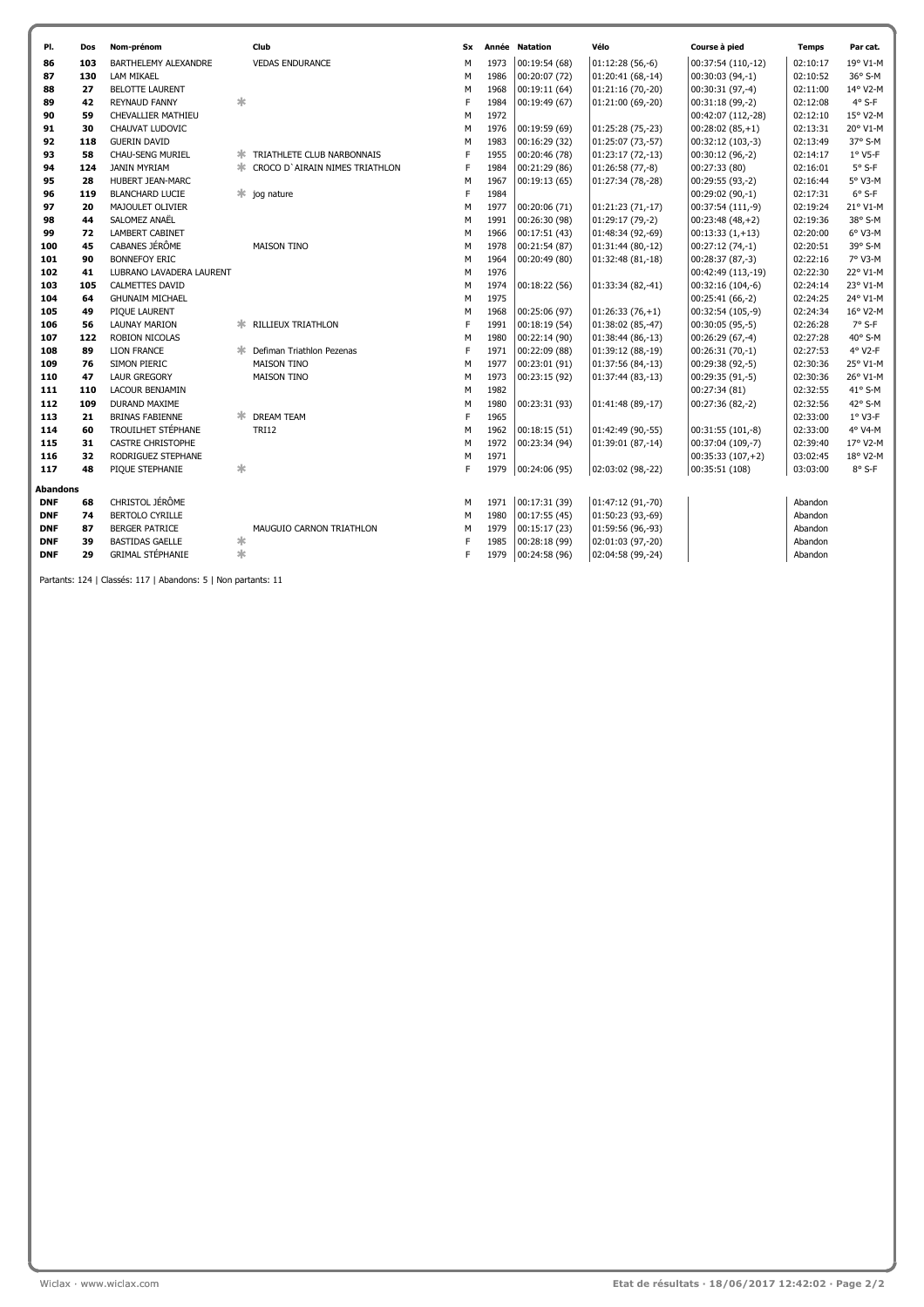| Pl. | Dos | Nom-prénom | | Club | Sx | Année | Natation | Vélo | Course à pied | Temps | Par cat. |
|---|---|---|---|---|---|---|---|---|---|---|---|
| 86 | 103 | BARTHELEMY ALEXANDRE | | VEDAS ENDURANCE | M | 1973 | 00:19:54 (68) | 01:12:28 (56,-6) | 00:37:54 (110,-12) | 02:10:17 | 19° V1-M |
| 87 | 130 | LAM MIKAEL | | | M | 1986 | 00:20:07 (72) | 01:20:41 (68,-14) | 00:30:03 (94,-1) | 02:10:52 | 36° S-M |
| 88 | 27 | BELOTTE LAURENT | | | M | 1968 | 00:19:11 (64) | 01:21:16 (70,-20) | 00:30:31 (97,-4) | 02:11:00 | 14° V2-M |
| 89 | 42 | REYNAUD FANNY | * | | F | 1984 | 00:19:49 (67) | 01:21:00 (69,-20) | 00:31:18 (99,-2) | 02:12:08 | 4° S-F |
| 90 | 59 | CHEVALLIER MATHIEU | | | M | 1972 | | | 00:42:07 (112,-28) | 02:12:10 | 15° V2-M |
| 91 | 30 | CHAUVAT LUDOVIC | | | M | 1976 | 00:19:59 (69) | 01:25:28 (75,-23) | 00:28:02 (85,+1) | 02:13:31 | 20° V1-M |
| 92 | 118 | GUERIN DAVID | | | M | 1983 | 00:16:29 (32) | 01:25:07 (73,-57) | 00:32:12 (103,-3) | 02:13:49 | 37° S-M |
| 93 | 58 | CHAU-SENG MURIEL | * | TRIATHLETE CLUB NARBONNAIS | F | 1955 | 00:20:46 (78) | 01:23:17 (72,-13) | 00:30:12 (96,-2) | 02:14:17 | 1° V5-F |
| 94 | 124 | JANIN MYRIAM | * | CROCO D`AIRAIN NIMES TRIATHLON | F | 1984 | 00:21:29 (86) | 01:26:58 (77,-8) | 00:27:33 (80) | 02:16:01 | 5° S-F |
| 95 | 28 | HUBERT JEAN-MARC | | | M | 1967 | 00:19:13 (65) | 01:27:34 (78,-28) | 00:29:55 (93,-2) | 02:16:44 | 5° V3-M |
| 96 | 119 | BLANCHARD LUCIE | * | jog nature | F | 1984 | | | 00:29:02 (90,-1) | 02:17:31 | 6° S-F |
| 97 | 20 | MAJOULET OLIVIER | | | M | 1977 | 00:20:06 (71) | 01:21:23 (71,-17) | 00:37:54 (111,-9) | 02:19:24 | 21° V1-M |
| 98 | 44 | SALOMEZ ANAËL | | | M | 1991 | 00:26:30 (98) | 01:29:17 (79,-2) | 00:23:48 (48,+2) | 02:19:36 | 38° S-M |
| 99 | 72 | LAMBERT CABINET | | | M | 1966 | 00:17:51 (43) | 01:48:34 (92,-69) | 00:13:33 (1,+13) | 02:20:00 | 6° V3-M |
| 100 | 45 | CABANES JÉRÔME | | MAISON TINO | M | 1978 | 00:21:54 (87) | 01:31:44 (80,-12) | 00:27:12 (74,-1) | 02:20:51 | 39° S-M |
| 101 | 90 | BONNEFOY ERIC | | | M | 1964 | 00:20:49 (80) | 01:32:48 (81,-18) | 00:28:37 (87,-3) | 02:22:16 | 7° V3-M |
| 102 | 41 | LUBRANO LAVADERA LAURENT | | | M | 1976 | | | 00:42:49 (113,-19) | 02:22:30 | 22° V1-M |
| 103 | 105 | CALMETTES DAVID | | | M | 1974 | 00:18:22 (56) | 01:33:34 (82,-41) | 00:32:16 (104,-6) | 02:24:14 | 23° V1-M |
| 104 | 64 | GHUNAIM MICHAEL | | | M | 1975 | | | 00:25:41 (66,-2) | 02:24:25 | 24° V1-M |
| 105 | 49 | PIQUE LAURENT | | | M | 1968 | 00:25:06 (97) | 01:26:33 (76,+1) | 00:32:54 (105,-9) | 02:24:34 | 16° V2-M |
| 106 | 56 | LAUNAY MARION | * | RILLIEUX TRIATHLON | F | 1991 | 00:18:19 (54) | 01:38:02 (85,-47) | 00:30:05 (95,-5) | 02:26:28 | 7° S-F |
| 107 | 122 | ROBION NICOLAS | | | M | 1980 | 00:22:14 (90) | 01:38:44 (86,-13) | 00:26:29 (67,-4) | 02:27:28 | 40° S-M |
| 108 | 89 | LION FRANCE | * | Defiman Triathlon Pezenas | F | 1971 | 00:22:09 (88) | 01:39:12 (88,-19) | 00:26:31 (70,-1) | 02:27:53 | 4° V2-F |
| 109 | 76 | SIMON PIERIC | | MAISON TINO | M | 1977 | 00:23:01 (91) | 01:37:56 (84,-13) | 00:29:38 (92,-5) | 02:30:36 | 25° V1-M |
| 110 | 47 | LAUR GREGORY | | MAISON TINO | M | 1973 | 00:23:15 (92) | 01:37:44 (83,-13) | 00:29:35 (91,-5) | 02:30:36 | 26° V1-M |
| 111 | 110 | LACOUR BENJAMIN | | | M | 1982 | | | 00:27:34 (81) | 02:32:55 | 41° S-M |
| 112 | 109 | DURAND MAXIME | | | M | 1980 | 00:23:31 (93) | 01:41:48 (89,-17) | 00:27:36 (82,-2) | 02:32:56 | 42° S-M |
| 113 | 21 | BRINAS FABIENNE | * | DREAM TEAM | F | 1965 | | | | 02:33:00 | 1° V3-F |
| 114 | 60 | TROUILHET STÉPHANE | | TRI12 | M | 1962 | 00:18:15 (51) | 01:42:49 (90,-55) | 00:31:55 (101,-8) | 02:33:00 | 4° V4-M |
| 115 | 31 | CASTRE CHRISTOPHE | | | M | 1972 | 00:23:34 (94) | 01:39:01 (87,-14) | 00:37:04 (109,-7) | 02:39:40 | 17° V2-M |
| 116 | 32 | RODRIGUEZ STEPHANE | | | M | 1971 | | | 00:35:33 (107,+2) | 03:02:45 | 18° V2-M |
| 117 | 48 | PIQUE STEPHANIE | * | | F | 1979 | 00:24:06 (95) | 02:03:02 (98,-22) | 00:35:51 (108) | 03:03:00 | 8° S-F |
| **Abandons** | | | | | | | | | | | |
| DNF | 68 | CHRISTOL JÉRÔME | | | M | 1971 | 00:17:31 (39) | 01:47:12 (91,-70) | | Abandon | |
| DNF | 74 | BERTOLO CYRILLE | | | M | 1980 | 00:17:55 (45) | 01:50:23 (93,-69) | | Abandon | |
| DNF | 87 | BERGER PATRICE | | MAUGUIO CARNON TRIATHLON | M | 1979 | 00:15:17 (23) | 01:59:56 (96,-93) | | Abandon | |
| DNF | 39 | BASTIDAS GAELLE | * | | F | 1985 | 00:28:18 (99) | 02:01:03 (97,-20) | | Abandon | |
| DNF | 29 | GRIMAL STÉPHANIE | * | | F | 1979 | 00:24:58 (96) | 02:04:58 (99,-24) | | Abandon | |

Partants: 124 | Classés: 117 | Abandons: 5 | Non partants: 11